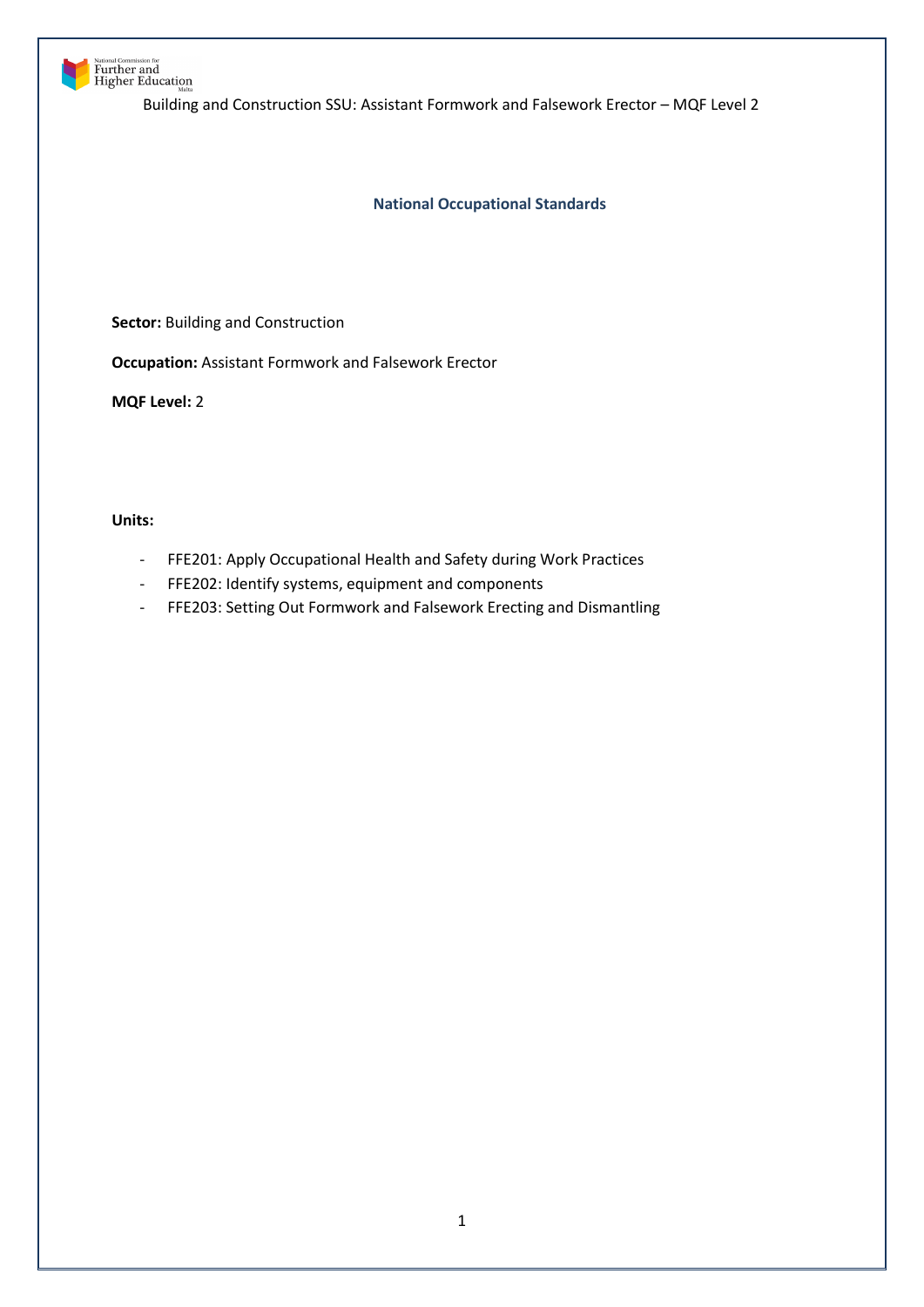# National Occupational Standards

**Sector:** Building and Construction

**Occupation:** Assistant Formwork and Falsework Erector

**MQF Level:** 2

**Units:**

- FFE201: Apply Occupational Health and Safety during Work Practices
- FFE202: Identify systems, equipment and components
- FFE203: Setting Out Formwork and Falsework Erecting and Dismantling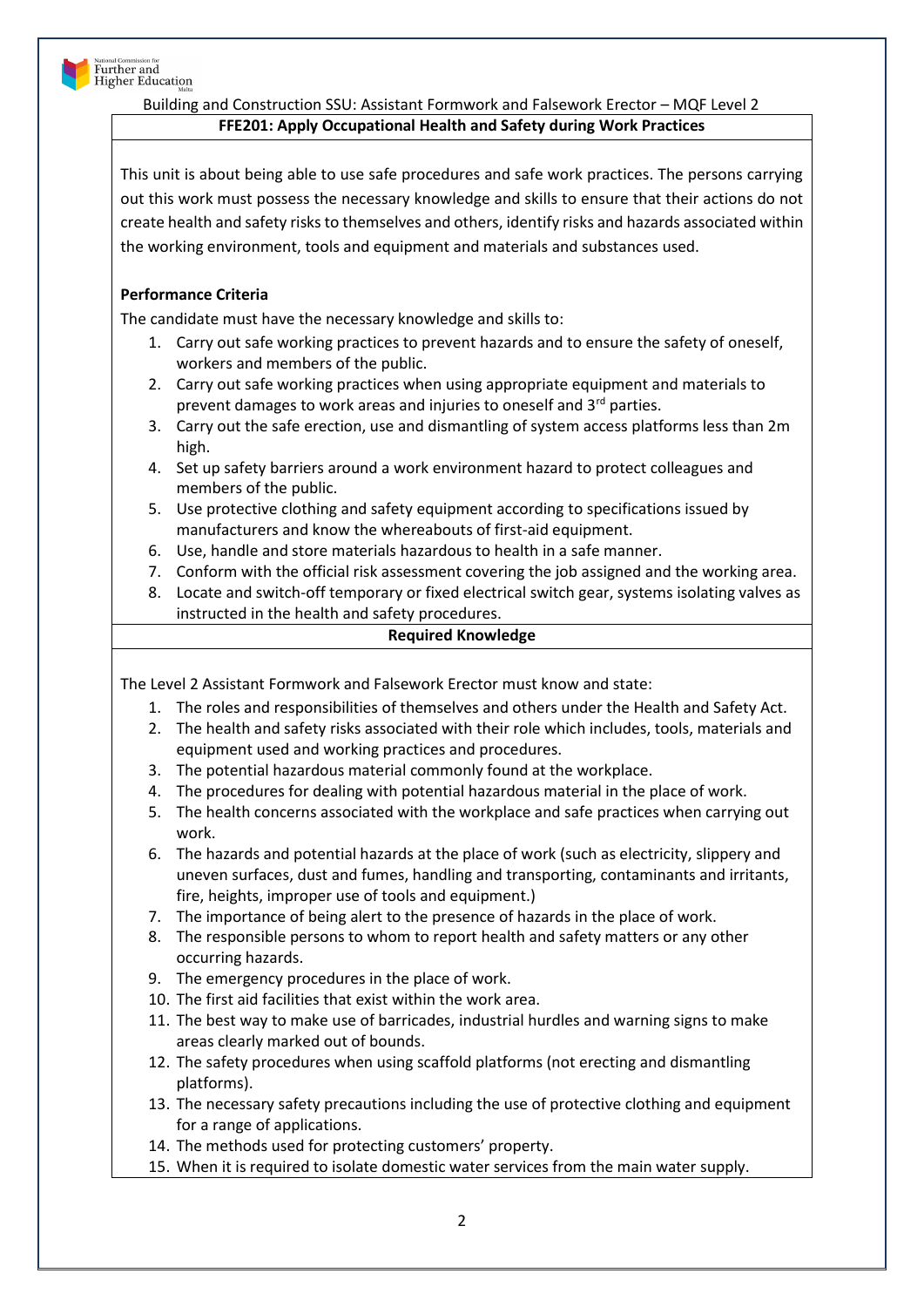Building and Construction SSU: Assistant Formwork and Falsework Erector – MQF Level 2

## FFE201: Apply Occupational Health and Safety during Work Practices

This unit is about being able to use safe procedures and safe work practices. The persons carrying out this work must possess the necessary knowledge and skills to ensure that their actions do not create health and safety risks to themselves and others, identify risks and hazards associated within the working environment, tools and equipment and materials and substances used.

**Performance Criteria**

The candidate must have the necessary knowledge and skills to:

1. Carry out safe working practices to prevent hazards and to ensure the safety of oneself, workers and members of the public.
2. Carry out safe working practices when using appropriate equipment and materials to prevent damages to work areas and injuries to oneself and 3rd parties.
3. Carry out the safe erection, use and dismantling of system access platforms less than 2m high.
4. Set up safety barriers around a work environment hazard to protect colleagues and members of the public.
5. Use protective clothing and safety equipment according to specifications issued by manufacturers and know the whereabouts of first-aid equipment.
6. Use, handle and store materials hazardous to health in a safe manner.
7. Conform with the official risk assessment covering the job assigned and the working area.
8. Locate and switch-off temporary or fixed electrical switch gear, systems isolating valves as instructed in the health and safety procedures.

**Required Knowledge**

The Level 2 Assistant Formwork and Falsework Erector must know and state:

1. The roles and responsibilities of themselves and others under the Health and Safety Act.
2. The health and safety risks associated with their role which includes, tools, materials and equipment used and working practices and procedures.
3. The potential hazardous material commonly found at the workplace.
4. The procedures for dealing with potential hazardous material in the place of work.
5. The health concerns associated with the workplace and safe practices when carrying out work.
6. The hazards and potential hazards at the place of work (such as electricity, slippery and uneven surfaces, dust and fumes, handling and transporting, contaminants and irritants, fire, heights, improper use of tools and equipment.)
7. The importance of being alert to the presence of hazards in the place of work.
8. The responsible persons to whom to report health and safety matters or any other occurring hazards.
9. The emergency procedures in the place of work.
10. The first aid facilities that exist within the work area.
11. The best way to make use of barricades, industrial hurdles and warning signs to make areas clearly marked out of bounds.
12. The safety procedures when using scaffold platforms (not erecting and dismantling platforms).
13. The necessary safety precautions including the use of protective clothing and equipment for a range of applications.
14. The methods used for protecting customers' property.
15. When it is required to isolate domestic water services from the main water supply.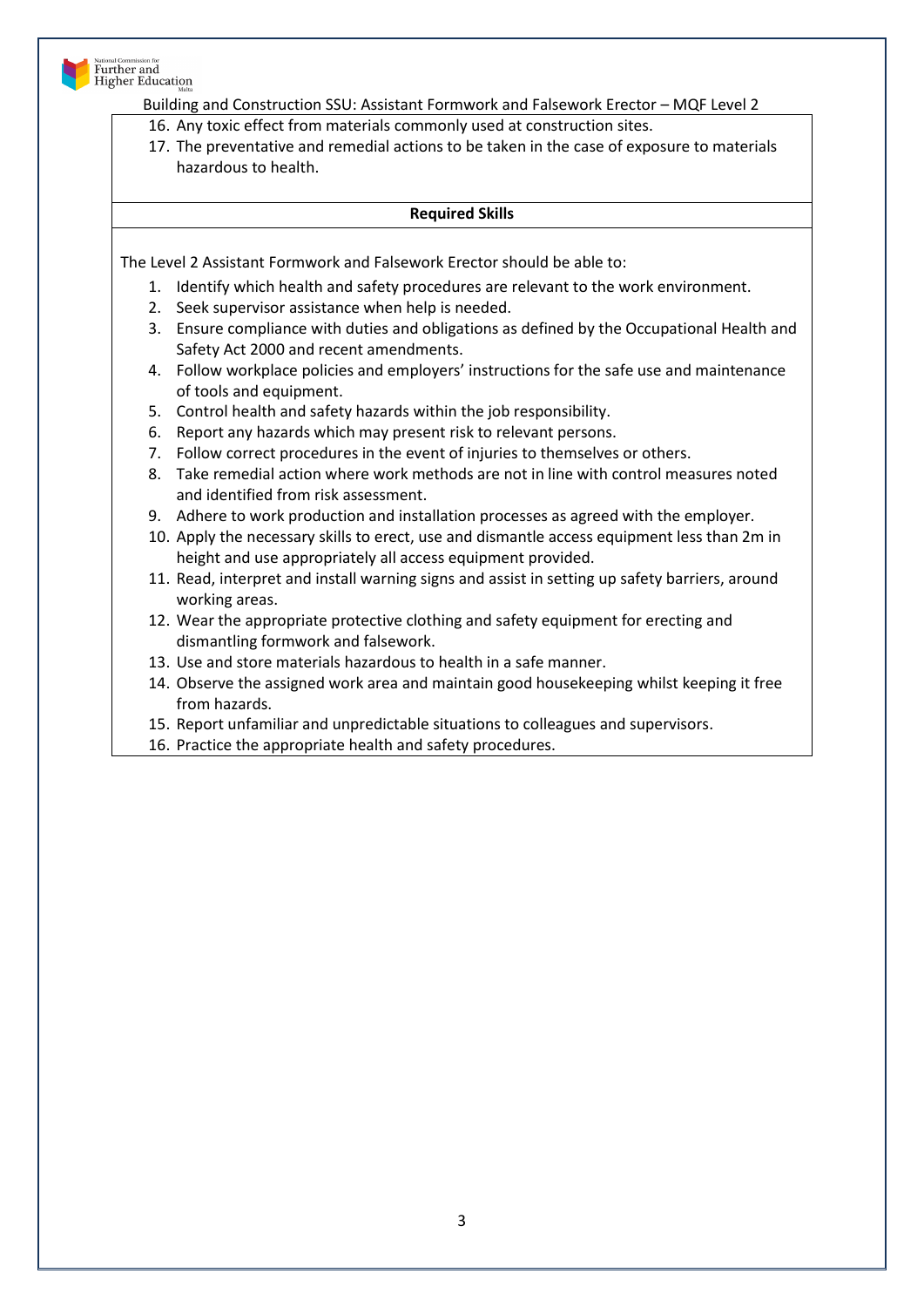16. Any toxic effect from materials commonly used at construction sites.
17. The preventative and remedial actions to be taken in the case of exposure to materials hazardous to health.

**Required Skills**

The Level 2 Assistant Formwork and Falsework Erector should be able to:

1. Identify which health and safety procedures are relevant to the work environment.
2. Seek supervisor assistance when help is needed.
3. Ensure compliance with duties and obligations as defined by the Occupational Health and Safety Act 2000 and recent amendments.
4. Follow workplace policies and employers' instructions for the safe use and maintenance of tools and equipment.
5. Control health and safety hazards within the job responsibility.
6. Report any hazards which may present risk to relevant persons.
7. Follow correct procedures in the event of injuries to themselves or others.
8. Take remedial action where work methods are not in line with control measures noted and identified from risk assessment.
9. Adhere to work production and installation processes as agreed with the employer.
10. Apply the necessary skills to erect, use and dismantle access equipment less than 2m in height and use appropriately all access equipment provided.
11. Read, interpret and install warning signs and assist in setting up safety barriers, around working areas.
12. Wear the appropriate protective clothing and safety equipment for erecting and dismantling formwork and falsework.
13. Use and store materials hazardous to health in a safe manner.
14. Observe the assigned work area and maintain good housekeeping whilst keeping it free from hazards.
15. Report unfamiliar and unpredictable situations to colleagues and supervisors.
16. Practice the appropriate health and safety procedures.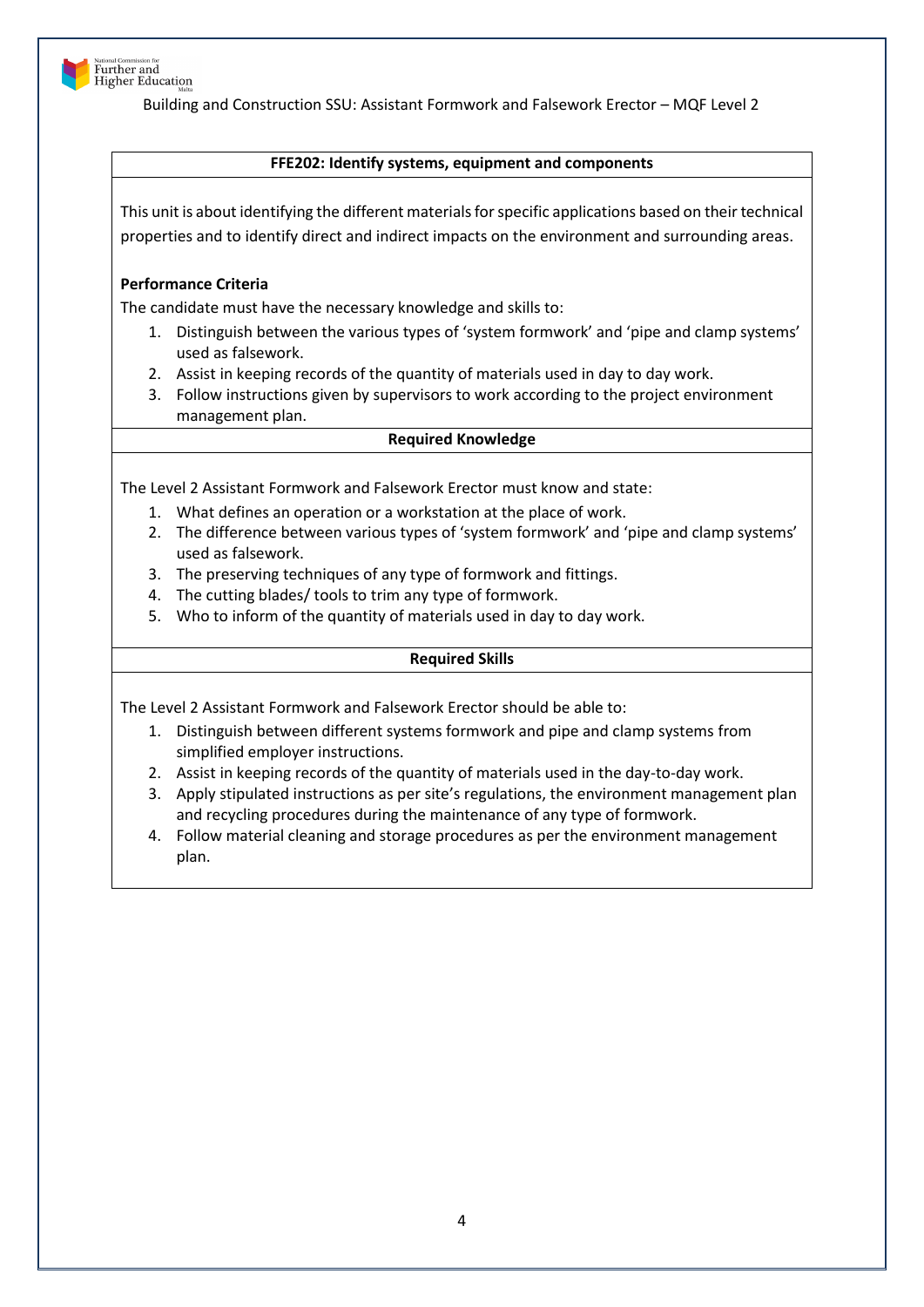### FFE202: Identify systems, equipment and components

This unit is about identifying the different materials for specific applications based on their technical properties and to identify direct and indirect impacts on the environment and surrounding areas.

**Performance Criteria**

The candidate must have the necessary knowledge and skills to:

1. Distinguish between the various types of 'system formwork' and 'pipe and clamp systems' used as falsework.
2. Assist in keeping records of the quantity of materials used in day to day work.
3. Follow instructions given by supervisors to work according to the project environment management plan.

**Required Knowledge**

The Level 2 Assistant Formwork and Falsework Erector must know and state:

1. What defines an operation or a workstation at the place of work.
2. The difference between various types of 'system formwork' and 'pipe and clamp systems' used as falsework.
3. The preserving techniques of any type of formwork and fittings.
4. The cutting blades/ tools to trim any type of formwork.
5. Who to inform of the quantity of materials used in day to day work.

**Required Skills**

The Level 2 Assistant Formwork and Falsework Erector should be able to:

1. Distinguish between different systems formwork and pipe and clamp systems from simplified employer instructions.
2. Assist in keeping records of the quantity of materials used in the day-to-day work.
3. Apply stipulated instructions as per site's regulations, the environment management plan and recycling procedures during the maintenance of any type of formwork.
4. Follow material cleaning and storage procedures as per the environment management plan.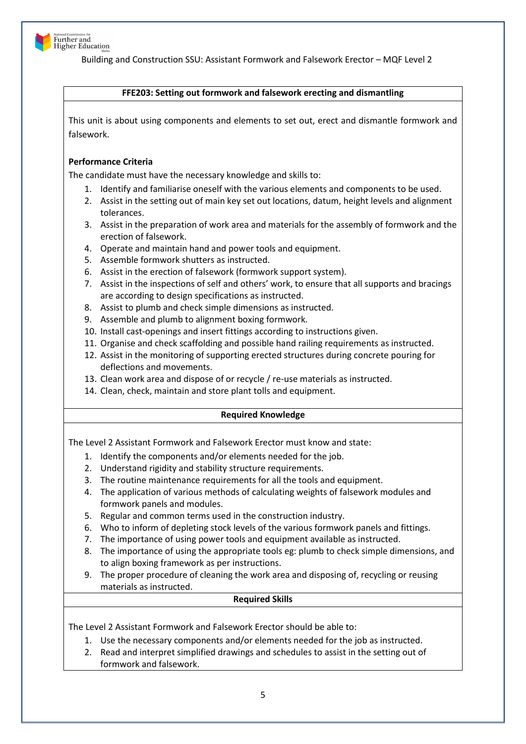## FFE203: Setting out formwork and falsework erecting and dismantling

This unit is about using components and elements to set out, erect and dismantle formwork and falsework.

**Performance Criteria**

The candidate must have the necessary knowledge and skills to:

1. Identify and familiarise oneself with the various elements and components to be used.
2. Assist in the setting out of main key set out locations, datum, height levels and alignment tolerances.
3. Assist in the preparation of work area and materials for the assembly of formwork and the erection of falsework.
4. Operate and maintain hand and power tools and equipment.
5. Assemble formwork shutters as instructed.
6. Assist in the erection of falsework (formwork support system).
7. Assist in the inspections of self and others' work, to ensure that all supports and bracings are according to design specifications as instructed.
8. Assist to plumb and check simple dimensions as instructed.
9. Assemble and plumb to alignment boxing formwork.
10. Install cast-openings and insert fittings according to instructions given.
11. Organise and check scaffolding and possible hand railing requirements as instructed.
12. Assist in the monitoring of supporting erected structures during concrete pouring for deflections and movements.
13. Clean work area and dispose of or recycle / re-use materials as instructed.
14. Clean, check, maintain and store plant tolls and equipment.

### Required Knowledge

The Level 2 Assistant Formwork and Falsework Erector must know and state:

1. Identify the components and/or elements needed for the job.
2. Understand rigidity and stability structure requirements.
3. The routine maintenance requirements for all the tools and equipment.
4. The application of various methods of calculating weights of falsework modules and formwork panels and modules.
5. Regular and common terms used in the construction industry.
6. Who to inform of depleting stock levels of the various formwork panels and fittings.
7. The importance of using power tools and equipment available as instructed.
8. The importance of using the appropriate tools eg: plumb to check simple dimensions, and to align boxing framework as per instructions.
9. The proper procedure of cleaning the work area and disposing of, recycling or reusing materials as instructed.

### Required Skills

The Level 2 Assistant Formwork and Falsework Erector should be able to:

1. Use the necessary components and/or elements needed for the job as instructed.
2. Read and interpret simplified drawings and schedules to assist in the setting out of formwork and falsework.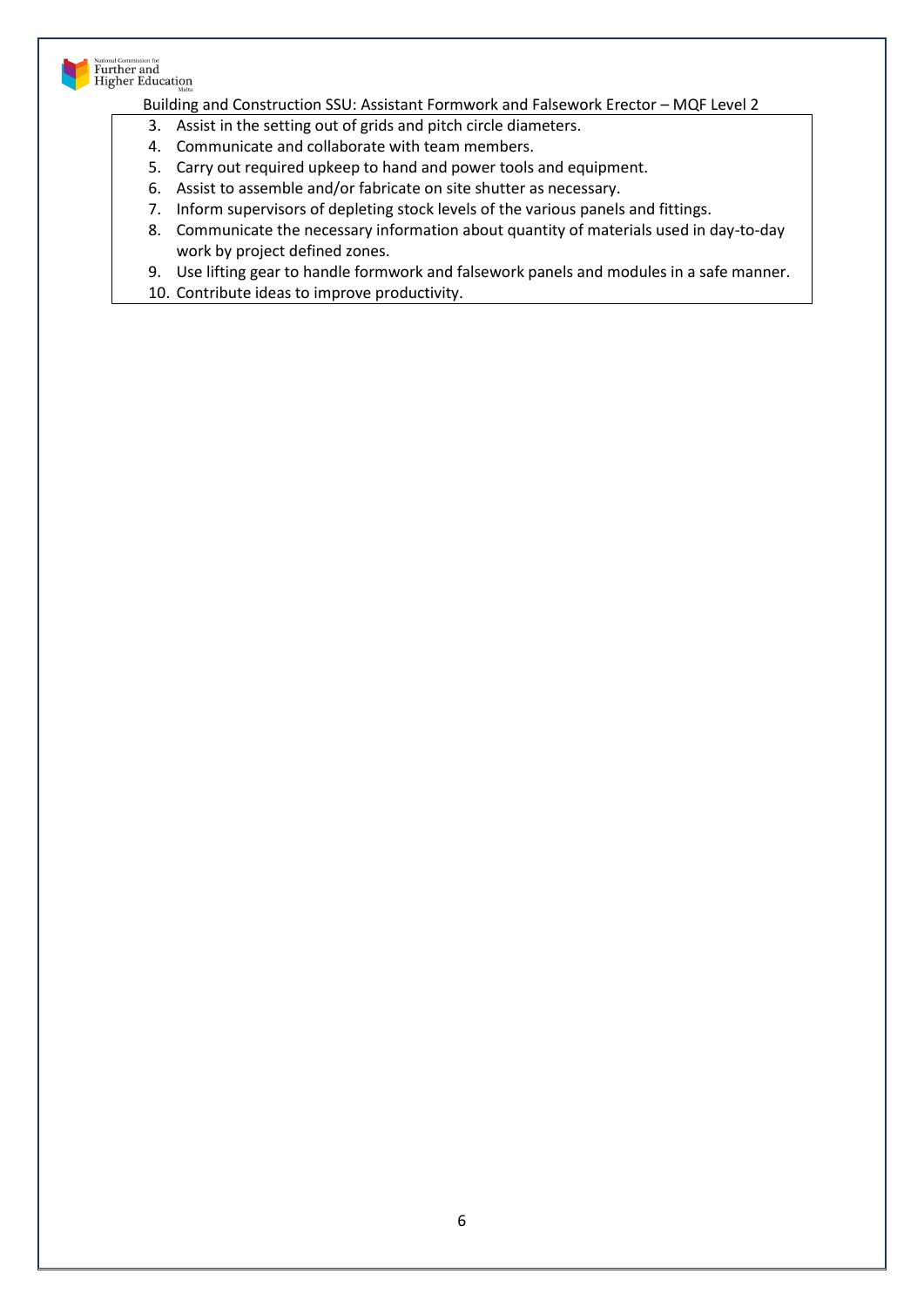3. Assist in the setting out of grids and pitch circle diameters.
4. Communicate and collaborate with team members.
5. Carry out required upkeep to hand and power tools and equipment.
6. Assist to assemble and/or fabricate on site shutter as necessary.
7. Inform supervisors of depleting stock levels of the various panels and fittings.
8. Communicate the necessary information about quantity of materials used in day-to-day work by project defined zones.
9. Use lifting gear to handle formwork and falsework panels and modules in a safe manner.
10. Contribute ideas to improve productivity.